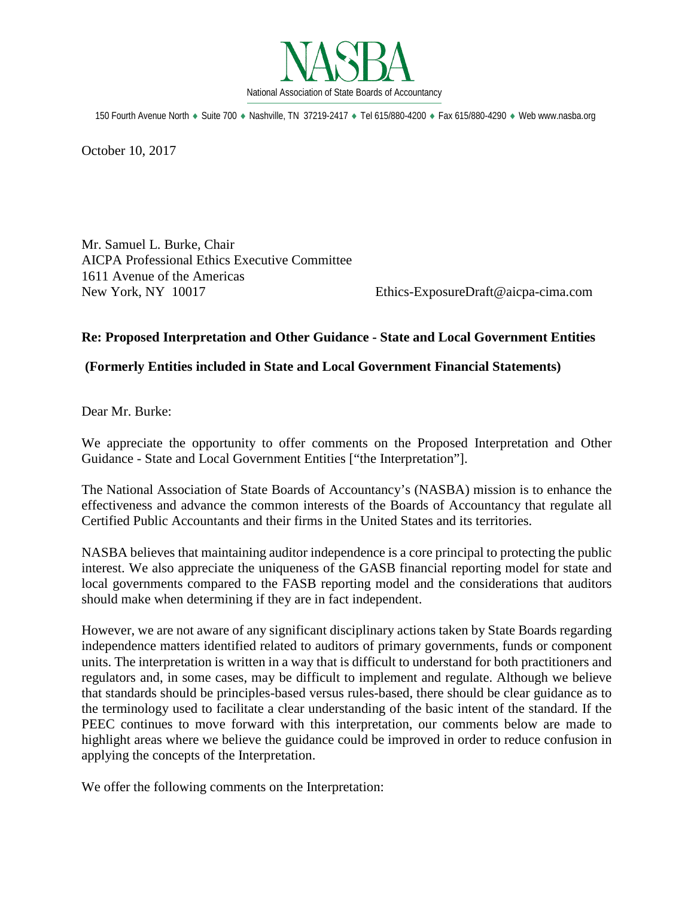# NASBA

National Association of State Boards of Accountancy

150 Fourth Avenue North ♦ Suite 700 ♦ Nashville, TN 37219-2417 ♦ Tel 615/880-4200 ♦ Fax 615/880-4290 ♦ Web www.nasba.org

October 10, 2017

Mr. Samuel L. Burke, Chair
AICPA Professional Ethics Executive Committee
1611 Avenue of the Americas
New York, NY 10017

Ethics-ExposureDraft@aicpa-cima.com

**Re: Proposed Interpretation and Other Guidance - State and Local Government Entities**

**(Formerly Entities included in State and Local Government Financial Statements)**

Dear Mr. Burke:

We appreciate the opportunity to offer comments on the Proposed Interpretation and Other Guidance - State and Local Government Entities ["the Interpretation"].

The National Association of State Boards of Accountancy's (NASBA) mission is to enhance the effectiveness and advance the common interests of the Boards of Accountancy that regulate all Certified Public Accountants and their firms in the United States and its territories.

NASBA believes that maintaining auditor independence is a core principal to protecting the public interest. We also appreciate the uniqueness of the GASB financial reporting model for state and local governments compared to the FASB reporting model and the considerations that auditors should make when determining if they are in fact independent.

However, we are not aware of any significant disciplinary actions taken by State Boards regarding independence matters identified related to auditors of primary governments, funds or component units. The interpretation is written in a way that is difficult to understand for both practitioners and regulators and, in some cases, may be difficult to implement and regulate. Although we believe that standards should be principles-based versus rules-based, there should be clear guidance as to the terminology used to facilitate a clear understanding of the basic intent of the standard. If the PEEC continues to move forward with this interpretation, our comments below are made to highlight areas where we believe the guidance could be improved in order to reduce confusion in applying the concepts of the Interpretation.

We offer the following comments on the Interpretation: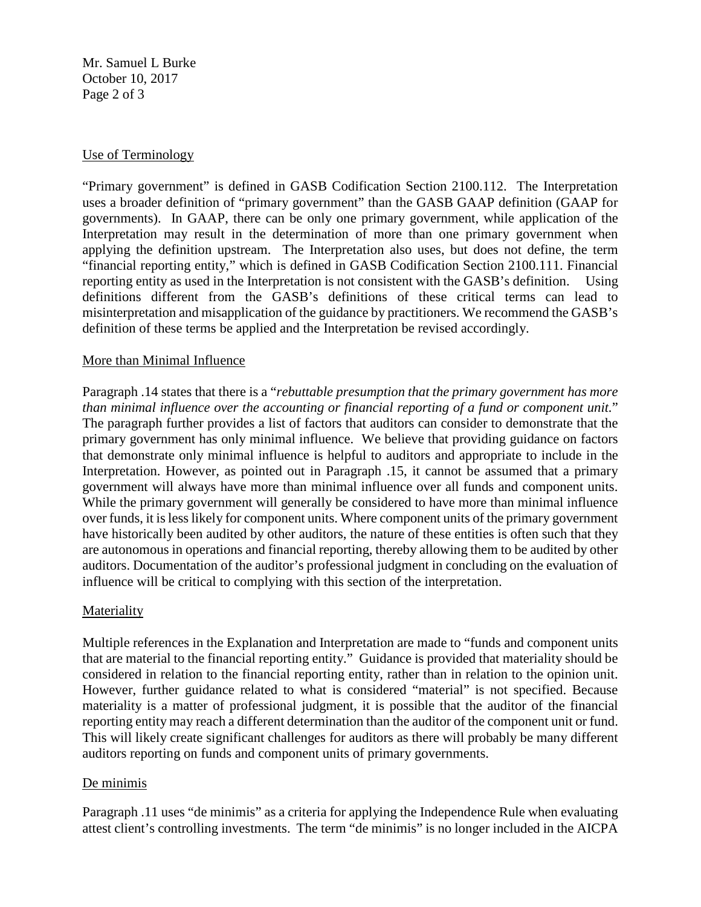## Use of Terminology

"Primary government" is defined in GASB Codification Section 2100.112. The Interpretation uses a broader definition of "primary government" than the GASB GAAP definition (GAAP for governments). In GAAP, there can be only one primary government, while application of the Interpretation may result in the determination of more than one primary government when applying the definition upstream. The Interpretation also uses, but does not define, the term "financial reporting entity," which is defined in GASB Codification Section 2100.111. Financial reporting entity as used in the Interpretation is not consistent with the GASB's definition. Using definitions different from the GASB's definitions of these critical terms can lead to misinterpretation and misapplication of the guidance by practitioners. We recommend the GASB's definition of these terms be applied and the Interpretation be revised accordingly.

## More than Minimal Influence

Paragraph .14 states that there is a "*rebuttable presumption that the primary government has more than minimal influence over the accounting or financial reporting of a fund or component unit.*" The paragraph further provides a list of factors that auditors can consider to demonstrate that the primary government has only minimal influence. We believe that providing guidance on factors that demonstrate only minimal influence is helpful to auditors and appropriate to include in the Interpretation. However, as pointed out in Paragraph .15, it cannot be assumed that a primary government will always have more than minimal influence over all funds and component units. While the primary government will generally be considered to have more than minimal influence over funds, it is less likely for component units. Where component units of the primary government have historically been audited by other auditors, the nature of these entities is often such that they are autonomous in operations and financial reporting, thereby allowing them to be audited by other auditors. Documentation of the auditor's professional judgment in concluding on the evaluation of influence will be critical to complying with this section of the interpretation.

## Materiality

Multiple references in the Explanation and Interpretation are made to "funds and component units that are material to the financial reporting entity." Guidance is provided that materiality should be considered in relation to the financial reporting entity, rather than in relation to the opinion unit. However, further guidance related to what is considered "material" is not specified. Because materiality is a matter of professional judgment, it is possible that the auditor of the financial reporting entity may reach a different determination than the auditor of the component unit or fund. This will likely create significant challenges for auditors as there will probably be many different auditors reporting on funds and component units of primary governments.

## De minimis

Paragraph .11 uses "de minimis" as a criteria for applying the Independence Rule when evaluating attest client's controlling investments. The term "de minimis" is no longer included in the AICPA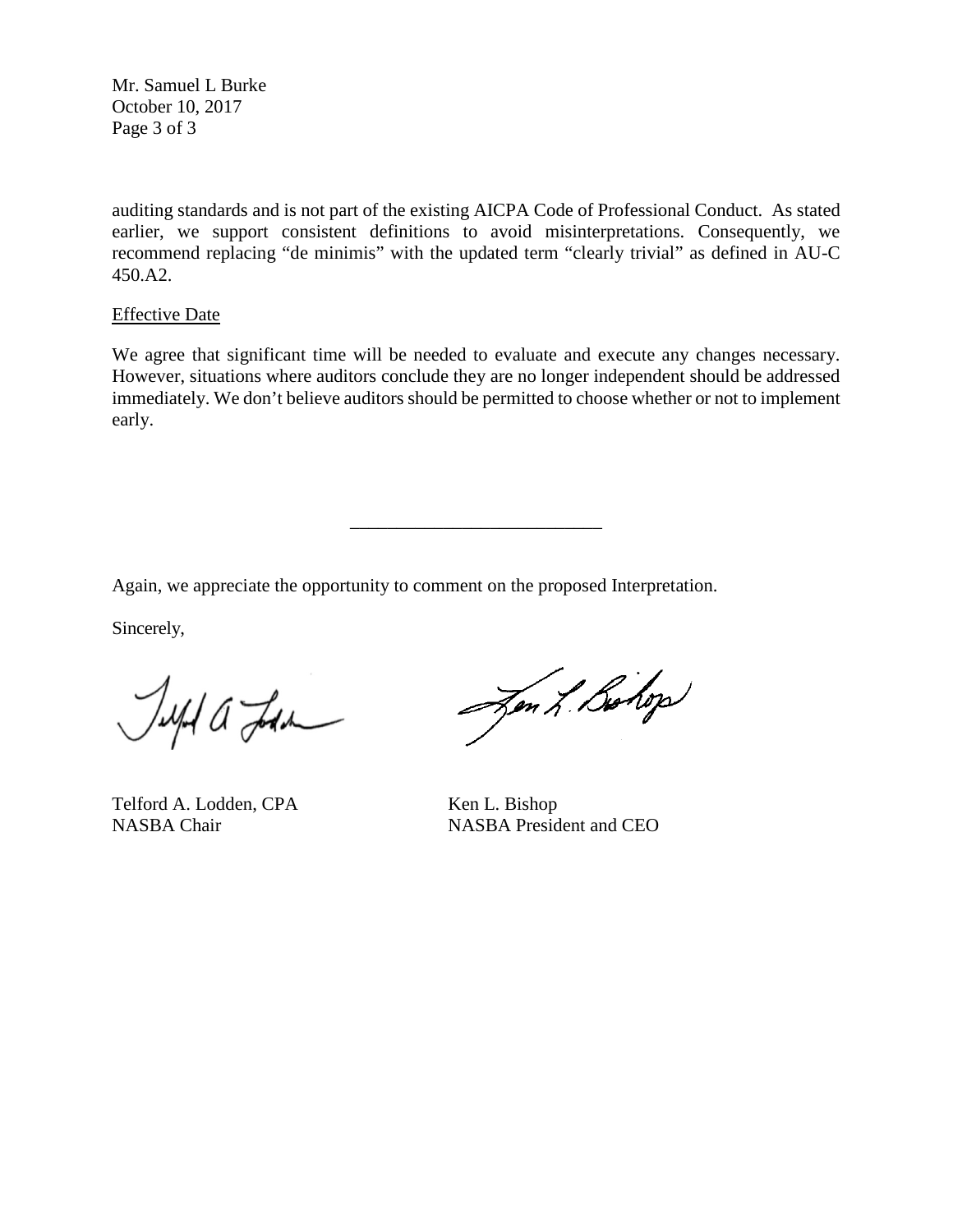auditing standards and is not part of the existing AICPA Code of Professional Conduct. As stated earlier, we support consistent definitions to avoid misinterpretations. Consequently, we recommend replacing "de minimis" with the updated term "clearly trivial" as defined in AU-C 450.A2.

Effective Date

We agree that significant time will be needed to evaluate and execute any changes necessary. However, situations where auditors conclude they are no longer independent should be addressed immediately. We don't believe auditors should be permitted to choose whether or not to implement early.

---

Again, we appreciate the opportunity to comment on the proposed Interpretation.

Sincerely,

Telford A. Lodden, CPA
NASBA Chair

Ken L. Bishop
NASBA President and CEO